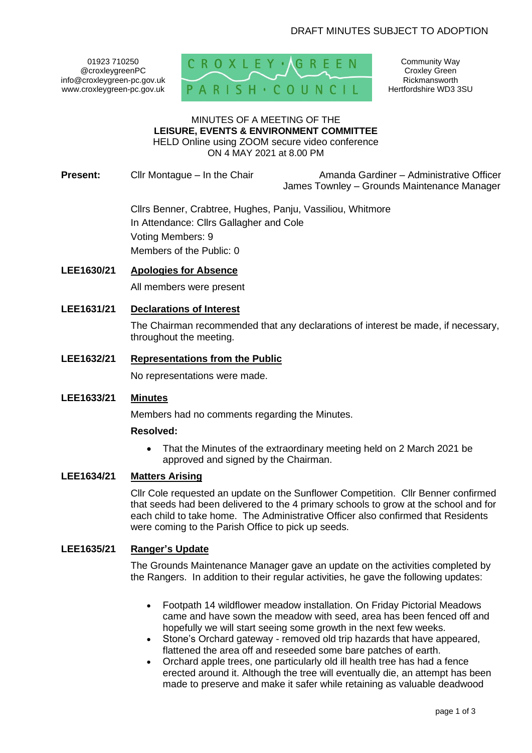DRAFT MINUTES SUBJECT TO ADOPTION

01923 710250
@croxleygreenPC
info@croxleygreen-pc.gov.uk
www.croxleygreen-pc.gov.uk

CROXLEY GREEN PARISH COUNCIL

Community Way
Croxley Green
Rickmansworth
Hertfordshire WD3 3SU

MINUTES OF A MEETING OF THE
**LEISURE, EVENTS & ENVIRONMENT COMMITTEE**
HELD Online using ZOOM secure video conference
ON 4 MAY 2021 at 8.00 PM

**Present:** Cllr Montague – In the Chair

Amanda Gardiner – Administrative Officer
James Townley – Grounds Maintenance Manager

Cllrs Benner, Crabtree, Hughes, Panju, Vassiliou, Whitmore
In Attendance: Cllrs Gallagher and Cole
Voting Members: 9
Members of the Public: 0

**LEE1630/21 Apologies for Absence**

All members were present

**LEE1631/21 Declarations of Interest**

The Chairman recommended that any declarations of interest be made, if necessary, throughout the meeting.

**LEE1632/21 Representations from the Public**

No representations were made.

**LEE1633/21 Minutes**

Members had no comments regarding the Minutes.

**Resolved:**

- That the Minutes of the extraordinary meeting held on 2 March 2021 be approved and signed by the Chairman.

**LEE1634/21 Matters Arising**

Cllr Cole requested an update on the Sunflower Competition. Cllr Benner confirmed that seeds had been delivered to the 4 primary schools to grow at the school and for each child to take home. The Administrative Officer also confirmed that Residents were coming to the Parish Office to pick up seeds.

**LEE1635/21 Ranger's Update**

The Grounds Maintenance Manager gave an update on the activities completed by the Rangers. In addition to their regular activities, he gave the following updates:

- Footpath 14 wildflower meadow installation. On Friday Pictorial Meadows came and have sown the meadow with seed, area has been fenced off and hopefully we will start seeing some growth in the next few weeks.
- Stone's Orchard gateway - removed old trip hazards that have appeared, flattened the area off and reseeded some bare patches of earth.
- Orchard apple trees, one particularly old ill health tree has had a fence erected around it. Although the tree will eventually die, an attempt has been made to preserve and make it safer while retaining as valuable deadwood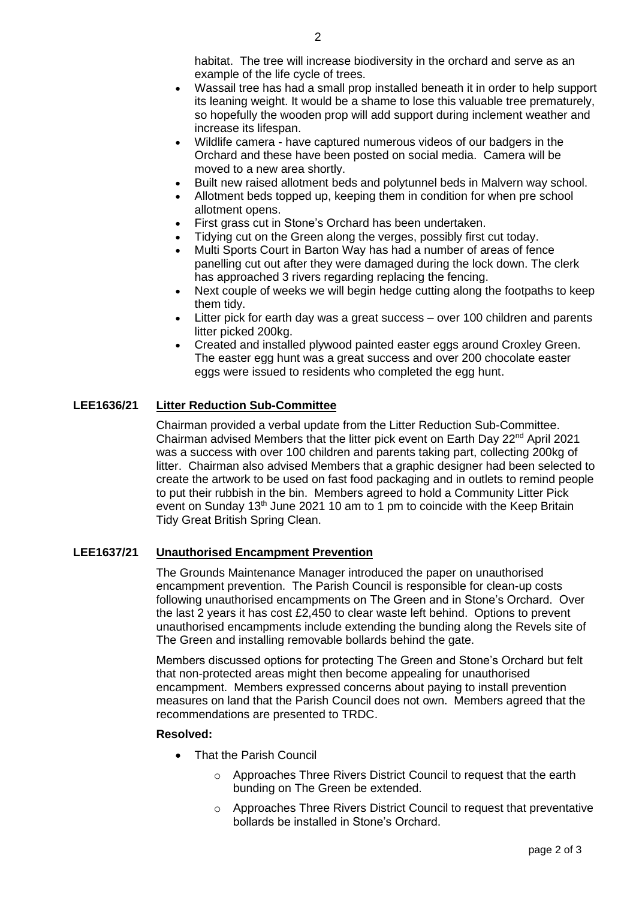habitat. The tree will increase biodiversity in the orchard and serve as an example of the life cycle of trees.

- Wassail tree has had a small prop installed beneath it in order to help support its leaning weight. It would be a shame to lose this valuable tree prematurely, so hopefully the wooden prop will add support during inclement weather and increase its lifespan.
- Wildlife camera - have captured numerous videos of our badgers in the Orchard and these have been posted on social media. Camera will be moved to a new area shortly.
- Built new raised allotment beds and polytunnel beds in Malvern way school.
- Allotment beds topped up, keeping them in condition for when pre school allotment opens.
- First grass cut in Stone's Orchard has been undertaken.
- Tidying cut on the Green along the verges, possibly first cut today.
- Multi Sports Court in Barton Way has had a number of areas of fence panelling cut out after they were damaged during the lock down. The clerk has approached 3 rivers regarding replacing the fencing.
- Next couple of weeks we will begin hedge cutting along the footpaths to keep them tidy.
- Litter pick for earth day was a great success – over 100 children and parents litter picked 200kg.
- Created and installed plywood painted easter eggs around Croxley Green. The easter egg hunt was a great success and over 200 chocolate easter eggs were issued to residents who completed the egg hunt.

## LEE1636/21 Litter Reduction Sub-Committee

Chairman provided a verbal update from the Litter Reduction Sub-Committee. Chairman advised Members that the litter pick event on Earth Day 22nd April 2021 was a success with over 100 children and parents taking part, collecting 200kg of litter. Chairman also advised Members that a graphic designer had been selected to create the artwork to be used on fast food packaging and in outlets to remind people to put their rubbish in the bin. Members agreed to hold a Community Litter Pick event on Sunday 13th June 2021 10 am to 1 pm to coincide with the Keep Britain Tidy Great British Spring Clean.

## LEE1637/21 Unauthorised Encampment Prevention

The Grounds Maintenance Manager introduced the paper on unauthorised encampment prevention. The Parish Council is responsible for clean-up costs following unauthorised encampments on The Green and in Stone's Orchard. Over the last 2 years it has cost £2,450 to clear waste left behind. Options to prevent unauthorised encampments include extending the bunding along the Revels site of The Green and installing removable bollards behind the gate.

Members discussed options for protecting The Green and Stone's Orchard but felt that non-protected areas might then become appealing for unauthorised encampment. Members expressed concerns about paying to install prevention measures on land that the Parish Council does not own. Members agreed that the recommendations are presented to TRDC.

**Resolved:**

- That the Parish Council
  - Approaches Three Rivers District Council to request that the earth bunding on The Green be extended.
  - Approaches Three Rivers District Council to request that preventative bollards be installed in Stone's Orchard.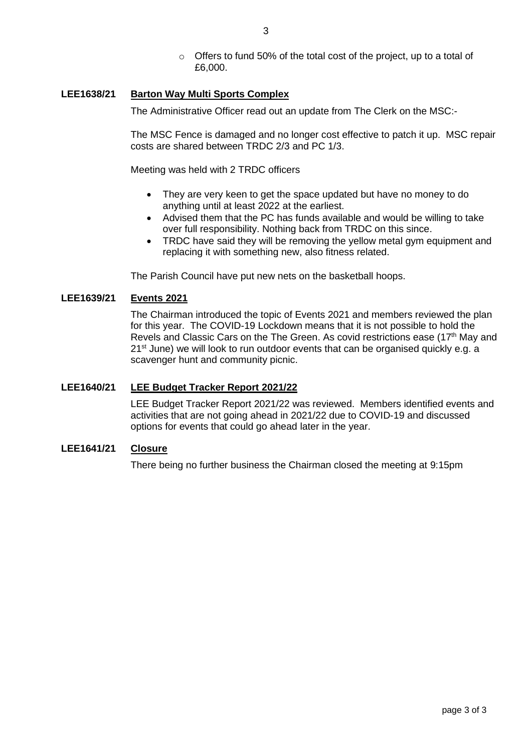- Offers to fund 50% of the total cost of the project, up to a total of £6,000.

**LEE1638/21 Barton Way Multi Sports Complex**

The Administrative Officer read out an update from The Clerk on the MSC:-

The MSC Fence is damaged and no longer cost effective to patch it up. MSC repair costs are shared between TRDC 2/3 and PC 1/3.

Meeting was held with 2 TRDC officers

- They are very keen to get the space updated but have no money to do anything until at least 2022 at the earliest.
- Advised them that the PC has funds available and would be willing to take over full responsibility. Nothing back from TRDC on this since.
- TRDC have said they will be removing the yellow metal gym equipment and replacing it with something new, also fitness related.

The Parish Council have put new nets on the basketball hoops.

**LEE1639/21 Events 2021**

The Chairman introduced the topic of Events 2021 and members reviewed the plan for this year. The COVID-19 Lockdown means that it is not possible to hold the Revels and Classic Cars on the The Green. As covid restrictions ease (17th May and 21st June) we will look to run outdoor events that can be organised quickly e.g. a scavenger hunt and community picnic.

**LEE1640/21 LEE Budget Tracker Report 2021/22**

LEE Budget Tracker Report 2021/22 was reviewed. Members identified events and activities that are not going ahead in 2021/22 due to COVID-19 and discussed options for events that could go ahead later in the year.

**LEE1641/21 Closure**

There being no further business the Chairman closed the meeting at 9:15pm